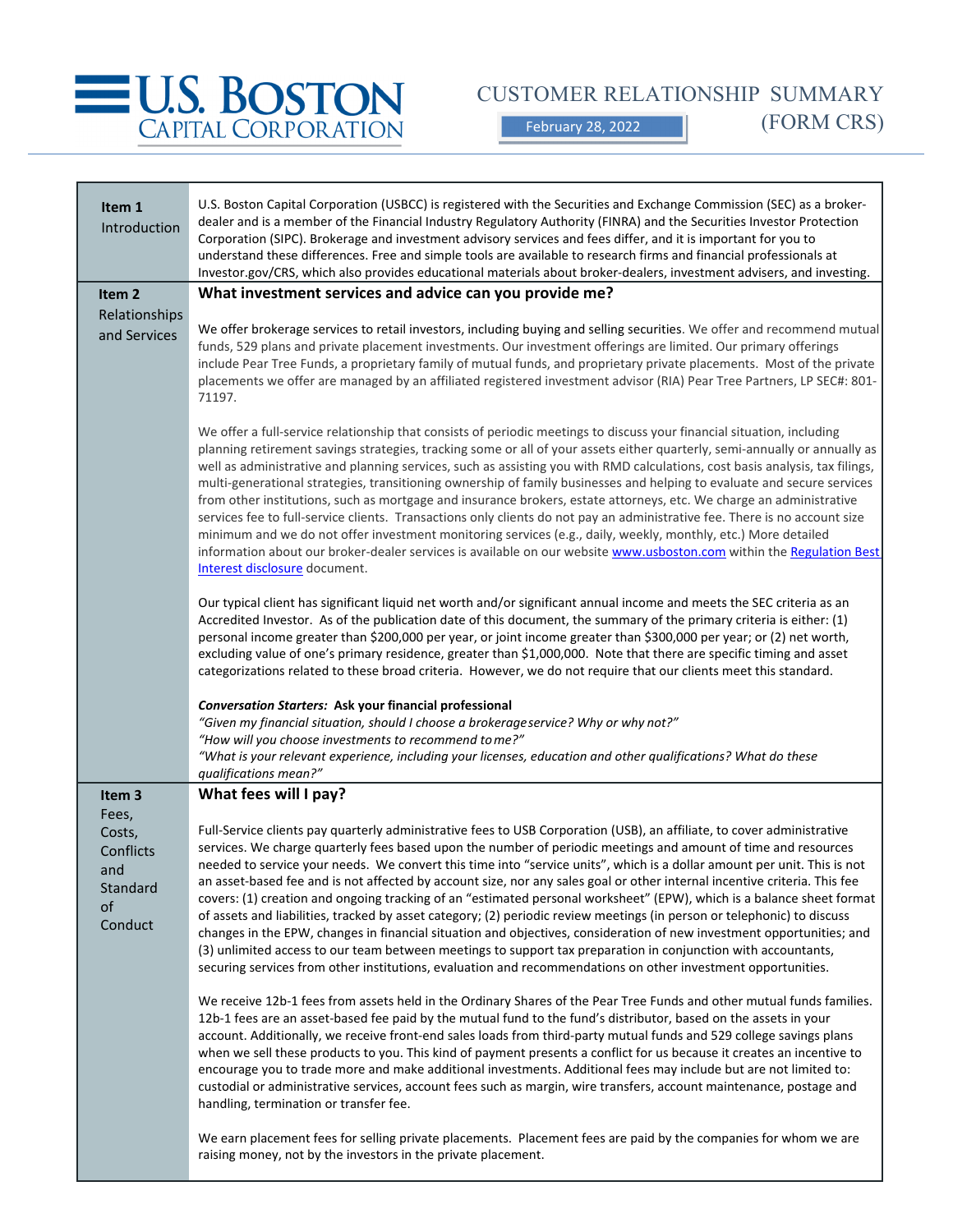# U.S. BOSTON CAPITAL CORPORATION

# CUSTOMER RELATIONSHIP SUMMARY (FORM CRS)

February 28, 2022

## Item 1 Introduction

U.S. Boston Capital Corporation (USBCC) is registered with the Securities and Exchange Commission (SEC) as a broker-dealer and is a member of the Financial Industry Regulatory Authority (FINRA) and the Securities Investor Protection Corporation (SIPC). Brokerage and investment advisory services and fees differ, and it is important for you to understand these differences. Free and simple tools are available to research firms and financial professionals at Investor.gov/CRS, which also provides educational materials about broker-dealers, investment advisers, and investing.

## Item 2 Relationships and Services

### What investment services and advice can you provide me?

We offer brokerage services to retail investors, including buying and selling securities. We offer and recommend mutual funds, 529 plans and private placement investments. Our investment offerings are limited. Our primary offerings include Pear Tree Funds, a proprietary family of mutual funds, and proprietary private placements. Most of the private placements we offer are managed by an affiliated registered investment advisor (RIA) Pear Tree Partners, LP SEC#: 801-71197.

We offer a full-service relationship that consists of periodic meetings to discuss your financial situation, including planning retirement savings strategies, tracking some or all of your assets either quarterly, semi-annually or annually as well as administrative and planning services, such as assisting you with RMD calculations, cost basis analysis, tax filings, multi-generational strategies, transitioning ownership of family businesses and helping to evaluate and secure services from other institutions, such as mortgage and insurance brokers, estate attorneys, etc. We charge an administrative services fee to full-service clients. Transactions only clients do not pay an administrative fee. There is no account size minimum and we do not offer investment monitoring services (e.g., daily, weekly, monthly, etc.) More detailed information about our broker-dealer services is available on our website www.usboston.com within the Regulation Best Interest disclosure document.

Our typical client has significant liquid net worth and/or significant annual income and meets the SEC criteria as an Accredited Investor. As of the publication date of this document, the summary of the primary criteria is either: (1) personal income greater than $200,000 per year, or joint income greater than $300,000 per year; or (2) net worth, excluding value of one's primary residence, greater than $1,000,000. Note that there are specific timing and asset categorizations related to these broad criteria. However, we do not require that our clients meet this standard.

***Conversation Starters:* Ask your financial professional**

*"Given my financial situation, should I choose a brokerage service? Why or why not?"*
*"How will you choose investments to recommend to me?"*
*"What is your relevant experience, including your licenses, education and other qualifications? What do these qualifications mean?"*

## Item 3 Fees, Costs, Conflicts and Standard of Conduct

### What fees will I pay?

Full-Service clients pay quarterly administrative fees to USB Corporation (USB), an affiliate, to cover administrative services. We charge quarterly fees based upon the number of periodic meetings and amount of time and resources needed to service your needs. We convert this time into "service units", which is a dollar amount per unit. This is not an asset-based fee and is not affected by account size, nor any sales goal or other internal incentive criteria. This fee covers: (1) creation and ongoing tracking of an "estimated personal worksheet" (EPW), which is a balance sheet format of assets and liabilities, tracked by asset category; (2) periodic review meetings (in person or telephonic) to discuss changes in the EPW, changes in financial situation and objectives, consideration of new investment opportunities; and (3) unlimited access to our team between meetings to support tax preparation in conjunction with accountants, securing services from other institutions, evaluation and recommendations on other investment opportunities.

We receive 12b-1 fees from assets held in the Ordinary Shares of the Pear Tree Funds and other mutual funds families. 12b-1 fees are an asset-based fee paid by the mutual fund to the fund's distributor, based on the assets in your account. Additionally, we receive front-end sales loads from third-party mutual funds and 529 college savings plans when we sell these products to you. This kind of payment presents a conflict for us because it creates an incentive to encourage you to trade more and make additional investments. Additional fees may include but are not limited to: custodial or administrative services, account fees such as margin, wire transfers, account maintenance, postage and handling, termination or transfer fee.

We earn placement fees for selling private placements. Placement fees are paid by the companies for whom we are raising money, not by the investors in the private placement.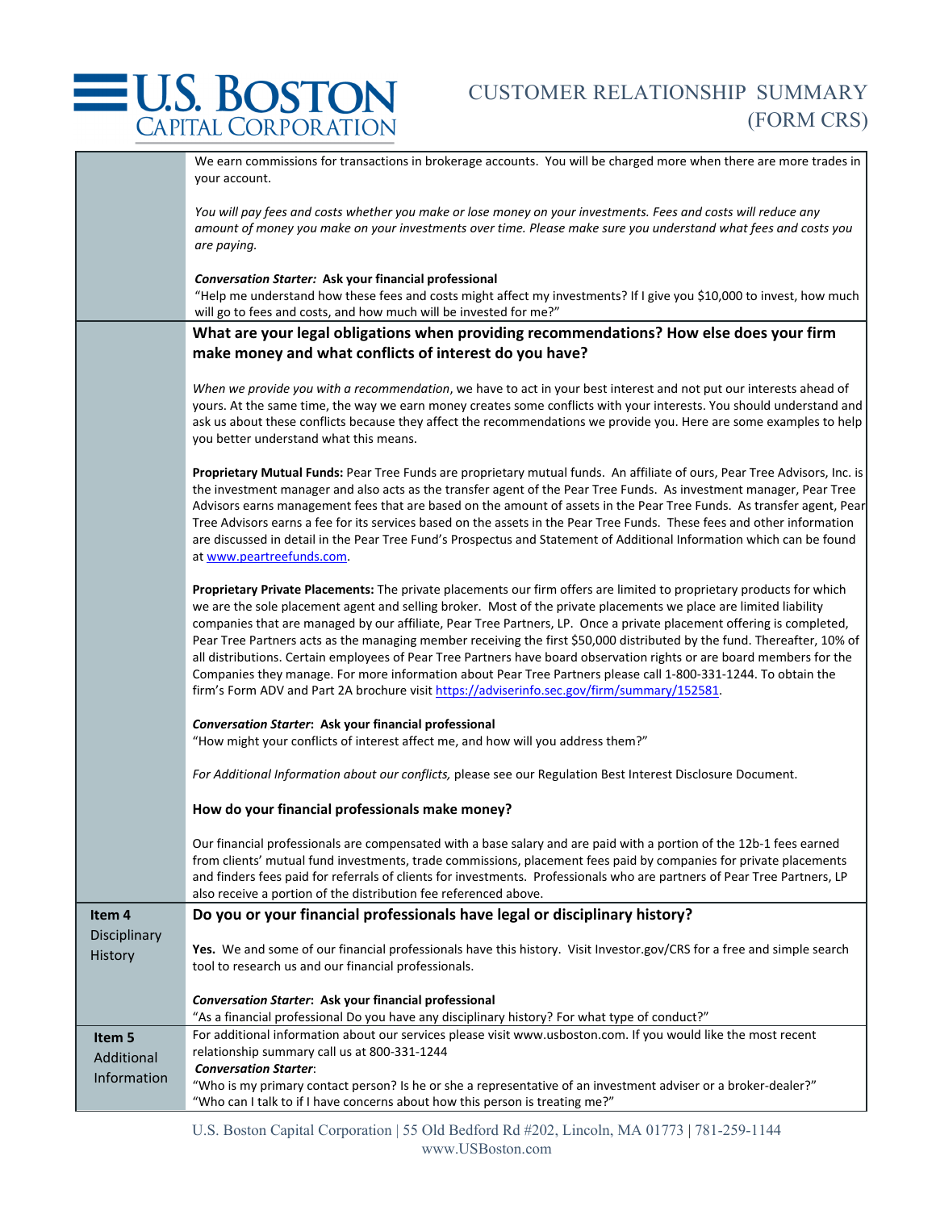We earn commissions for transactions in brokerage accounts. You will be charged more when there are more trades in your account.

*You will pay fees and costs whether you make or lose money on your investments. Fees and costs will reduce any amount of money you make on your investments over time. Please make sure you understand what fees and costs you are paying.*

***Conversation Starter:*** **Ask your financial professional**
"Help me understand how these fees and costs might affect my investments? If I give you $10,000 to invest, how much will go to fees and costs, and how much will be invested for me?"

## What are your legal obligations when providing recommendations? How else does your firm make money and what conflicts of interest do you have?

*When we provide you with a recommendation*, we have to act in your best interest and not put our interests ahead of yours. At the same time, the way we earn money creates some conflicts with your interests. You should understand and ask us about these conflicts because they affect the recommendations we provide you. Here are some examples to help you better understand what this means.

**Proprietary Mutual Funds:** Pear Tree Funds are proprietary mutual funds. An affiliate of ours, Pear Tree Advisors, Inc. is the investment manager and also acts as the transfer agent of the Pear Tree Funds. As investment manager, Pear Tree Advisors earns management fees that are based on the amount of assets in the Pear Tree Funds. As transfer agent, Pear Tree Advisors earns a fee for its services based on the assets in the Pear Tree Funds. These fees and other information are discussed in detail in the Pear Tree Fund's Prospectus and Statement of Additional Information which can be found at www.peartreefunds.com.

**Proprietary Private Placements:** The private placements our firm offers are limited to proprietary products for which we are the sole placement agent and selling broker. Most of the private placements we place are limited liability companies that are managed by our affiliate, Pear Tree Partners, LP. Once a private placement offering is completed, Pear Tree Partners acts as the managing member receiving the first $50,000 distributed by the fund. Thereafter, 10% of all distributions. Certain employees of Pear Tree Partners have board observation rights or are board members for the Companies they manage. For more information about Pear Tree Partners please call 1-800-331-1244. To obtain the firm's Form ADV and Part 2A brochure visit https://adviserinfo.sec.gov/firm/summary/152581.

***Conversation Starter*: Ask your financial professional**
"How might your conflicts of interest affect me, and how will you address them?"

*For Additional Information about our conflicts,* please see our Regulation Best Interest Disclosure Document.

### How do your financial professionals make money?

Our financial professionals are compensated with a base salary and are paid with a portion of the 12b-1 fees earned from clients' mutual fund investments, trade commissions, placement fees paid by companies for private placements and finders fees paid for referrals of clients for investments. Professionals who are partners of Pear Tree Partners, LP also receive a portion of the distribution fee referenced above.

## Item 4 Disciplinary History

### Do you or your financial professionals have legal or disciplinary history?

**Yes.** We and some of our financial professionals have this history. Visit Investor.gov/CRS for a free and simple search tool to research us and our financial professionals.

***Conversation Starter*: Ask your financial professional**
"As a financial professional Do you have any disciplinary history? For what type of conduct?"

## Item 5 Additional Information

For additional information about our services please visit www.usboston.com. If you would like the most recent relationship summary call us at 800-331-1244

***Conversation Starter***:
"Who is my primary contact person? Is he or she a representative of an investment adviser or a broker-dealer?"
"Who can I talk to if I have concerns about how this person is treating me?"